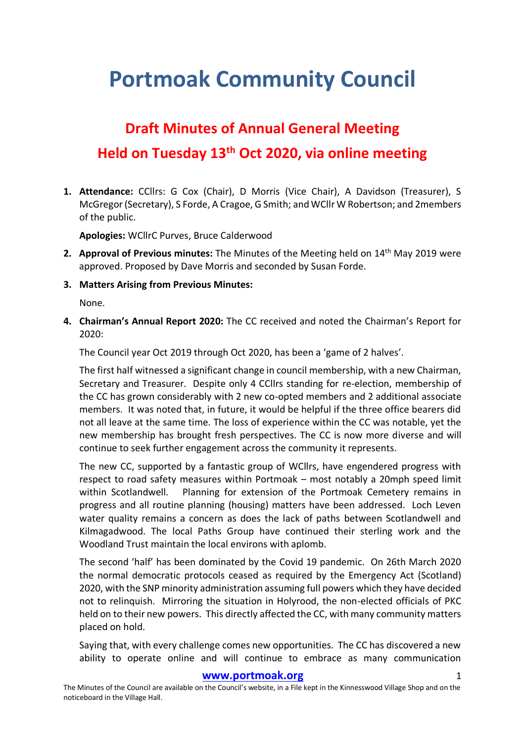# Portmoak Community Council

## Draft Minutes of Annual General Meeting

## Held on Tuesday 13th Oct 2020, via online meeting

1. **Attendance:** CCllrs: G Cox (Chair), D Morris (Vice Chair), A Davidson (Treasurer), S McGregor (Secretary), S Forde, A Cragoe, G Smith; and WCllr W Robertson; and 2members of the public.

   **Apologies:** WCllrC Purves, Bruce Calderwood

2. **Approval of Previous minutes:** The Minutes of the Meeting held on 14th May 2019 were approved. Proposed by Dave Morris and seconded by Susan Forde.

3. **Matters Arising from Previous Minutes:**

   None.

4. **Chairman's Annual Report 2020:** The CC received and noted the Chairman's Report for 2020:

   The Council year Oct 2019 through Oct 2020, has been a 'game of 2 halves'.

   The first half witnessed a significant change in council membership, with a new Chairman, Secretary and Treasurer. Despite only 4 CCllrs standing for re-election, membership of the CC has grown considerably with 2 new co-opted members and 2 additional associate members. It was noted that, in future, it would be helpful if the three office bearers did not all leave at the same time. The loss of experience within the CC was notable, yet the new membership has brought fresh perspectives. The CC is now more diverse and will continue to seek further engagement across the community it represents.

   The new CC, supported by a fantastic group of WCllrs, have engendered progress with respect to road safety measures within Portmoak – most notably a 20mph speed limit within Scotlandwell. Planning for extension of the Portmoak Cemetery remains in progress and all routine planning (housing) matters have been addressed. Loch Leven water quality remains a concern as does the lack of paths between Scotlandwell and Kilmagadwood. The local Paths Group have continued their sterling work and the Woodland Trust maintain the local environs with aplomb.

   The second 'half' has been dominated by the Covid 19 pandemic. On 26th March 2020 the normal democratic protocols ceased as required by the Emergency Act (Scotland) 2020, with the SNP minority administration assuming full powers which they have decided not to relinquish. Mirroring the situation in Holyrood, the non-elected officials of PKC held on to their new powers. This directly affected the CC, with many community matters placed on hold.

   Saying that, with every challenge comes new opportunities. The CC has discovered a new ability to operate online and will continue to embrace as many communication

**www.portmoak.org**

The Minutes of the Council are available on the Council's website, in a File kept in the Kinnesswood Village Shop and on the noticeboard in the Village Hall.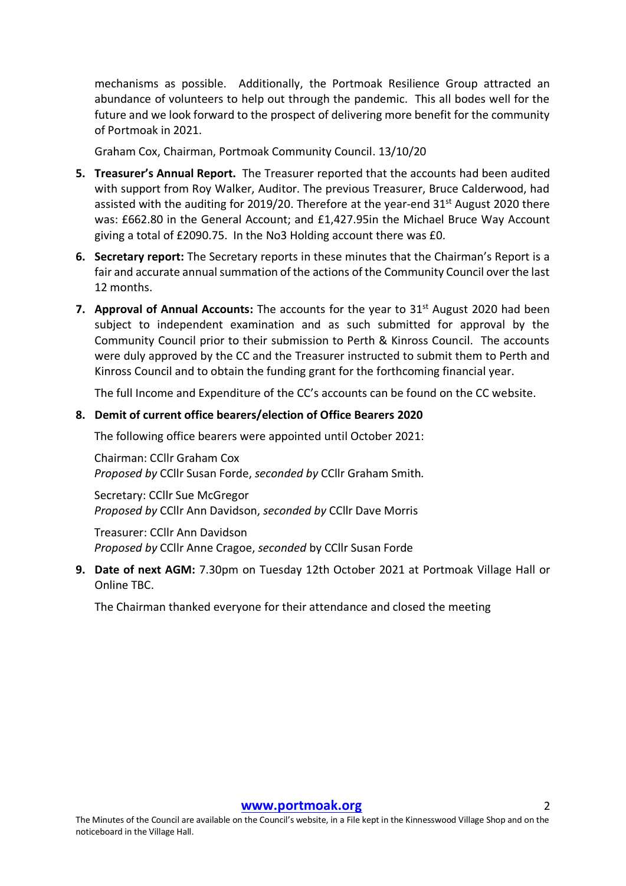mechanisms as possible. Additionally, the Portmoak Resilience Group attracted an abundance of volunteers to help out through the pandemic. This all bodes well for the future and we look forward to the prospect of delivering more benefit for the community of Portmoak in 2021.

Graham Cox, Chairman, Portmoak Community Council. 13/10/20

5. **Treasurer's Annual Report.** The Treasurer reported that the accounts had been audited with support from Roy Walker, Auditor. The previous Treasurer, Bruce Calderwood, had assisted with the auditing for 2019/20. Therefore at the year-end 31st August 2020 there was: £662.80 in the General Account; and £1,427.95in the Michael Bruce Way Account giving a total of £2090.75. In the No3 Holding account there was £0.

6. **Secretary report:** The Secretary reports in these minutes that the Chairman's Report is a fair and accurate annual summation of the actions of the Community Council over the last 12 months.

7. **Approval of Annual Accounts:** The accounts for the year to 31st August 2020 had been subject to independent examination and as such submitted for approval by the Community Council prior to their submission to Perth & Kinross Council. The accounts were duly approved by the CC and the Treasurer instructed to submit them to Perth and Kinross Council and to obtain the funding grant for the forthcoming financial year.

   The full Income and Expenditure of the CC's accounts can be found on the CC website.

8. **Demit of current office bearers/election of Office Bearers 2020**

   The following office bearers were appointed until October 2021:

   Chairman: CCllr Graham Cox
   *Proposed by* CCllr Susan Forde, *seconded by* CCllr Graham Smith.

   Secretary: CCllr Sue McGregor
   *Proposed by* CCllr Ann Davidson, *seconded by* CCllr Dave Morris

   Treasurer: CCllr Ann Davidson
   *Proposed by* CCllr Anne Cragoe, *seconded* by CCllr Susan Forde

9. **Date of next AGM:** 7.30pm on Tuesday 12th October 2021 at Portmoak Village Hall or Online TBC.

   The Chairman thanked everyone for their attendance and closed the meeting

**www.portmoak.org**

The Minutes of the Council are available on the Council's website, in a File kept in the Kinnesswood Village Shop and on the noticeboard in the Village Hall.